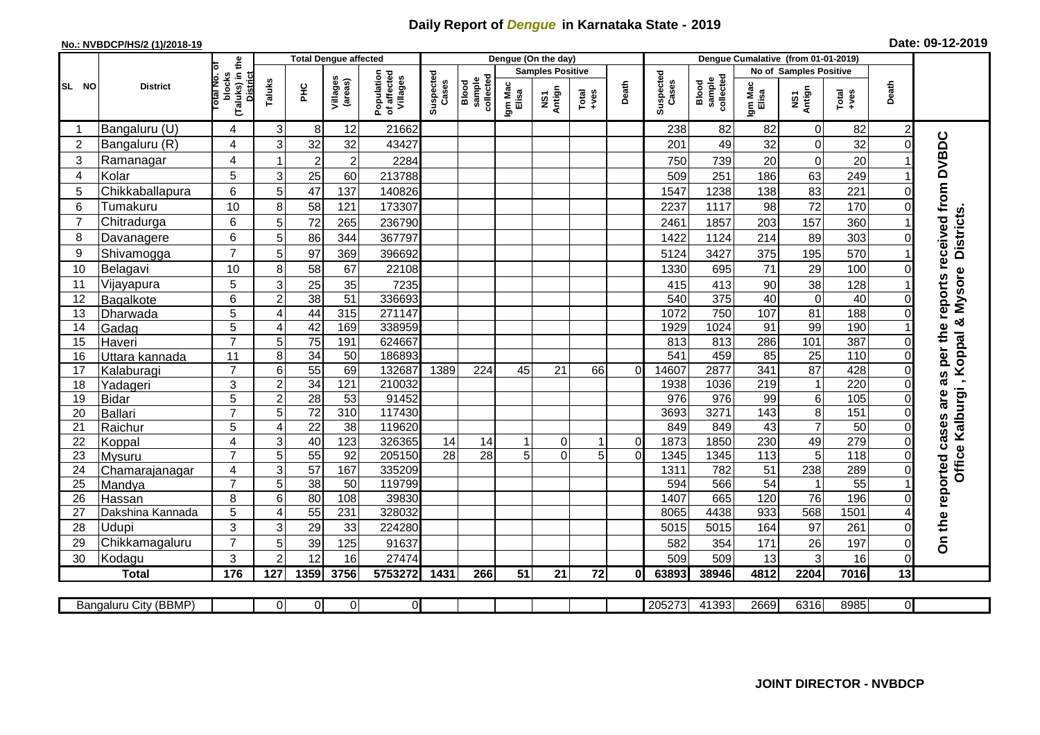# Daily Report of *Dengue* in Karnataka State - 2019

**No.: NVBDCP/HS/2 (1)/2018-19** **Date: 09-12-2019**

| SL NO | District | Total No. of blocks (Taluks) in the District | Total Dengue affected | | | | Dengue (On the day) | | | | | | Dengue Cumalative (from 01-01-2019) | | | | | | |
|---|---|---|---|---|---|---|---|---|---|---|---|---|---|---|---|---|---|---|---|
| | | | Taluks | PHC | Villages (areas) | Population of affected Villages | Suspected Cases | Blood sample collected | Samples Positive | | | Death | Suspected Cases | Blood sample collected | No of Samples Positive | | | Death | |
| | | | | | | | | | Igm Mac Elisa | NS1 Antign | Total +ves | | | | Igm Mac Elisa | NS1 Antign | Total +ves | | |
| 1 | Bangaluru (U) | 4 | 3 | 8 | 12 | 21662 | | | | | | | 238 | 82 | 82 | 0 | 82 | 2 | On the reported cases are as per the reports received from DVBDC Office Kalburgi , Koppal & Mysore Districts. |
| 2 | Bangaluru (R) | 4 | 3 | 32 | 32 | 43427 | | | | | | | 201 | 49 | 32 | 0 | 32 | 0 | |
| 3 | Ramanagar | 4 | 1 | 2 | 2 | 2284 | | | | | | | 750 | 739 | 20 | 0 | 20 | 1 | |
| 4 | Kolar | 5 | 3 | 25 | 60 | 213788 | | | | | | | 509 | 251 | 186 | 63 | 249 | 1 | |
| 5 | Chikkaballapura | 6 | 5 | 47 | 137 | 140826 | | | | | | | 1547 | 1238 | 138 | 83 | 221 | 0 | |
| 6 | Tumakuru | 10 | 8 | 58 | 121 | 173307 | | | | | | | 2237 | 1117 | 98 | 72 | 170 | 0 | |
| 7 | Chitradurga | 6 | 5 | 72 | 265 | 236790 | | | | | | | 2461 | 1857 | 203 | 157 | 360 | 1 | |
| 8 | Davanagere | 6 | 5 | 86 | 344 | 367797 | | | | | | | 1422 | 1124 | 214 | 89 | 303 | 0 | |
| 9 | Shivamogga | 7 | 5 | 97 | 369 | 396692 | | | | | | | 5124 | 3427 | 375 | 195 | 570 | 1 | |
| 10 | Belagavi | 10 | 8 | 58 | 67 | 22108 | | | | | | | 1330 | 695 | 71 | 29 | 100 | 0 | |
| 11 | Vijayapura | 5 | 3 | 25 | 35 | 7235 | | | | | | | 415 | 413 | 90 | 38 | 128 | 1 | |
| 12 | Bagalkote | 6 | 2 | 38 | 51 | 336693 | | | | | | | 540 | 375 | 40 | 0 | 40 | 0 | |
| 13 | Dharwada | 5 | 4 | 44 | 315 | 271147 | | | | | | | 1072 | 750 | 107 | 81 | 188 | 0 | |
| 14 | Gadag | 5 | 4 | 42 | 169 | 338959 | | | | | | | 1929 | 1024 | 91 | 99 | 190 | 1 | |
| 15 | Haveri | 7 | 5 | 75 | 191 | 624667 | | | | | | | 813 | 813 | 286 | 101 | 387 | 0 | |
| 16 | Uttara kannada | 11 | 8 | 34 | 50 | 186893 | | | | | | | 541 | 459 | 85 | 25 | 110 | 0 | |
| 17 | Kalaburagi | 7 | 6 | 55 | 69 | 132687 | 1389 | 224 | 45 | 21 | 66 | 0 | 14607 | 2877 | 341 | 87 | 428 | 0 | |
| 18 | Yadageri | 3 | 2 | 34 | 121 | 210032 | | | | | | | 1938 | 1036 | 219 | 1 | 220 | 0 | |
| 19 | Bidar | 5 | 2 | 28 | 53 | 91452 | | | | | | | 976 | 976 | 99 | 6 | 105 | 0 | |
| 20 | Ballari | 7 | 5 | 72 | 310 | 117430 | | | | | | | 3693 | 3271 | 143 | 8 | 151 | 0 | |
| 21 | Raichur | 5 | 4 | 22 | 38 | 119620 | | | | | | | 849 | 849 | 43 | 7 | 50 | 0 | |
| 22 | Koppal | 4 | 3 | 40 | 123 | 326365 | 14 | 14 | 1 | 0 | 1 | 0 | 1873 | 1850 | 230 | 49 | 279 | 0 | |
| 23 | Mysuru | 7 | 5 | 55 | 92 | 205150 | 28 | 28 | 5 | 0 | 5 | 0 | 1345 | 1345 | 113 | 5 | 118 | 0 | |
| 24 | Chamarajanagar | 4 | 3 | 57 | 167 | 335209 | | | | | | | 1311 | 782 | 51 | 238 | 289 | 0 | |
| 25 | Mandya | 7 | 5 | 38 | 50 | 119799 | | | | | | | 594 | 566 | 54 | 1 | 55 | 1 | |
| 26 | Hassan | 8 | 6 | 80 | 108 | 39830 | | | | | | | 1407 | 665 | 120 | 76 | 196 | 0 | |
| 27 | Dakshina Kannada | 5 | 4 | 55 | 231 | 328032 | | | | | | | 8065 | 4438 | 933 | 568 | 1501 | 4 | |
| 28 | Udupi | 3 | 3 | 29 | 33 | 224280 | | | | | | | 5015 | 5015 | 164 | 97 | 261 | 0 | |
| 29 | Chikkamagaluru | 7 | 5 | 39 | 125 | 91637 | | | | | | | 582 | 354 | 171 | 26 | 197 | 0 | |
| 30 | Kodagu | 3 | 2 | 12 | 16 | 27474 | | | | | | | 509 | 509 | 13 | 3 | 16 | 0 | |
| **Total** | | **176** | **127** | **1359** | **3756** | **5753272** | **1431** | **266** | **51** | **21** | **72** | **0** | **63893** | **38946** | **4812** | **2204** | **7016** | **13** | |

| Bangaluru City (BBMP) | | 0 | 0 | 0 | 0 | | | | | | | 205273 | 41393 | 2669 | 6316 | 8985 | 0 | |
|---|---|---|---|---|---|---|---|---|---|---|---|---|---|---|---|---|---|---|

**JOINT DIRECTOR - NVBDCP**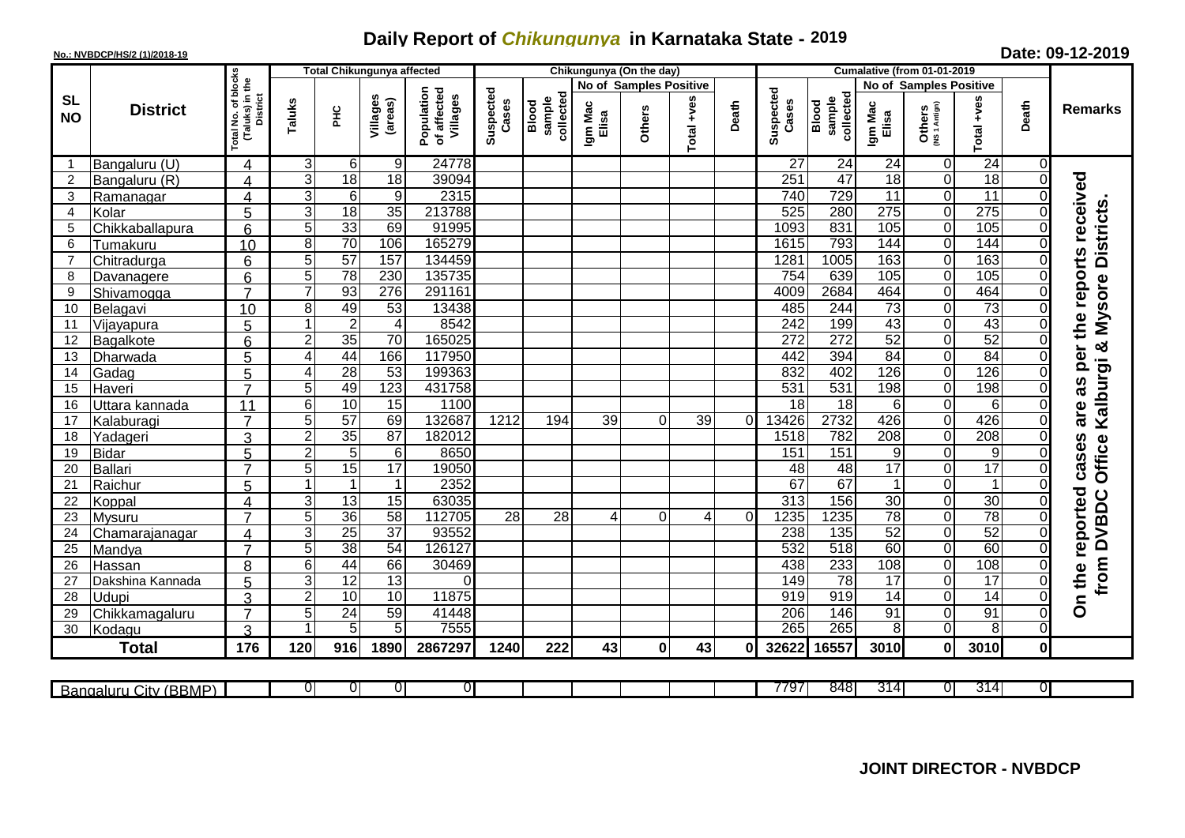# Daily Report of *Chikungunya* in Karnataka State - 2019

**No.: NVBDCP/HS/2 (1)/2018-19**

**Date: 09-12-2019**

| SL NO | District | Total No. of blocks (Taluks) in the District | Total Chikungunya affected | | | | Chikungunya (On the day) | | | | | | | Cumalative (from 01-01-2019 | | | | | | | Remarks |
|---|---|---|---|---|---|---|---|---|---|---|---|---|---|---|---|---|---|---|---|---|---|
| | | | | | | | | | No of Samples Positive | | | | | | | No of Samples Positive | | | | | |
| | | | Taluks | PHC | Villages (areas) | Population of affected Villages | Suspected Cases | Blood sample collected | Igm Mac Elisa | Others | Total +ves | Death | Suspected Cases | Blood sample collected | Igm Mac Elisa | Others (NS 1 Antign) | Total +ves | Death | |
| 1 | Bangaluru (U) | 4 | 3 | 6 | 9 | 24778 | | | | | | | 27 | 24 | 24 | 0 | 24 | 0 | On the reported cases are as per the reports received from DVBDC Office Kalburgi & Mysore Districts. |
| 2 | Bangaluru (R) | 4 | 3 | 18 | 18 | 39094 | | | | | | | 251 | 47 | 18 | 0 | 18 | 0 | |
| 3 | Ramanagar | 4 | 3 | 6 | 9 | 2315 | | | | | | | 740 | 729 | 11 | 0 | 11 | 0 | |
| 4 | Kolar | 5 | 3 | 18 | 35 | 213788 | | | | | | | 525 | 280 | 275 | 0 | 275 | 0 | |
| 5 | Chikkaballapura | 6 | 5 | 33 | 69 | 91995 | | | | | | | 1093 | 831 | 105 | 0 | 105 | 0 | |
| 6 | Tumakuru | 10 | 8 | 70 | 106 | 165279 | | | | | | | 1615 | 793 | 144 | 0 | 144 | 0 | |
| 7 | Chitradurga | 6 | 5 | 57 | 157 | 134459 | | | | | | | 1281 | 1005 | 163 | 0 | 163 | 0 | |
| 8 | Davanagere | 6 | 5 | 78 | 230 | 135735 | | | | | | | 754 | 639 | 105 | 0 | 105 | 0 | |
| 9 | Shivamogga | 7 | 7 | 93 | 276 | 291161 | | | | | | | 4009 | 2684 | 464 | 0 | 464 | 0 | |
| 10 | Belagavi | 10 | 8 | 49 | 53 | 13438 | | | | | | | 485 | 244 | 73 | 0 | 73 | 0 | |
| 11 | Vijayapura | 5 | 1 | 2 | 4 | 8542 | | | | | | | 242 | 199 | 43 | 0 | 43 | 0 | |
| 12 | Bagalkote | 6 | 2 | 35 | 70 | 165025 | | | | | | | 272 | 272 | 52 | 0 | 52 | 0 | |
| 13 | Dharwada | 5 | 4 | 44 | 166 | 117950 | | | | | | | 442 | 394 | 84 | 0 | 84 | 0 | |
| 14 | Gadag | 5 | 4 | 28 | 53 | 199363 | | | | | | | 832 | 402 | 126 | 0 | 126 | 0 | |
| 15 | Haveri | 7 | 5 | 49 | 123 | 431758 | | | | | | | 531 | 531 | 198 | 0 | 198 | 0 | |
| 16 | Uttara kannada | 11 | 6 | 10 | 15 | 1100 | | | | | | | 18 | 18 | 6 | 0 | 6 | 0 | |
| 17 | Kalaburagi | 7 | 5 | 57 | 69 | 132687 | 1212 | 194 | 39 | 0 | 39 | 0 | 13426 | 2732 | 426 | 0 | 426 | 0 | |
| 18 | Yadageri | 3 | 2 | 35 | 87 | 182012 | | | | | | | 1518 | 782 | 208 | 0 | 208 | 0 | |
| 19 | Bidar | 5 | 2 | 5 | 6 | 8650 | | | | | | | 151 | 151 | 9 | 0 | 9 | 0 | |
| 20 | Ballari | 7 | 5 | 15 | 17 | 19050 | | | | | | | 48 | 48 | 17 | 0 | 17 | 0 | |
| 21 | Raichur | 5 | 1 | 1 | 1 | 2352 | | | | | | | 67 | 67 | 1 | 0 | 1 | 0 | |
| 22 | Koppal | 4 | 3 | 13 | 15 | 63035 | | | | | | | 313 | 156 | 30 | 0 | 30 | 0 | |
| 23 | Mysuru | 7 | 5 | 36 | 58 | 112705 | 28 | 28 | 4 | 0 | 4 | 0 | 1235 | 1235 | 78 | 0 | 78 | 0 | |
| 24 | Chamarajanagar | 4 | 3 | 25 | 37 | 93552 | | | | | | | 238 | 135 | 52 | 0 | 52 | 0 | |
| 25 | Mandya | 7 | 5 | 38 | 54 | 126127 | | | | | | | 532 | 518 | 60 | 0 | 60 | 0 | |
| 26 | Hassan | 8 | 6 | 44 | 66 | 30469 | | | | | | | 438 | 233 | 108 | 0 | 108 | 0 | |
| 27 | Dakshina Kannada | 5 | 3 | 12 | 13 | 0 | | | | | | | 149 | 78 | 17 | 0 | 17 | 0 | |
| 28 | Udupi | 3 | 2 | 10 | 10 | 11875 | | | | | | | 919 | 919 | 14 | 0 | 14 | 0 | |
| 29 | Chikkamagaluru | 7 | 5 | 24 | 59 | 41448 | | | | | | | 206 | 146 | 91 | 0 | 91 | 0 | |
| 30 | Kodagu | 3 | 1 | 5 | 5 | 7555 | | | | | | | 265 | 265 | 8 | 0 | 8 | 0 | |
| **Total** | | **176** | **120** | **916** | **1890** | **2867297** | **1240** | **222** | **43** | **0** | **43** | **0** | **32622** | **16557** | **3010** | **0** | **3010** | **0** | |

| Bangaluru City (BBMP) | | 0 | 0 | 0 | 0 | | | | | | | 7797 | 848 | 314 | 0 | 314 | 0 | |
|---|---|---|---|---|---|---|---|---|---|---|---|---|---|---|---|---|---|---|

**JOINT DIRECTOR - NVBDCP**